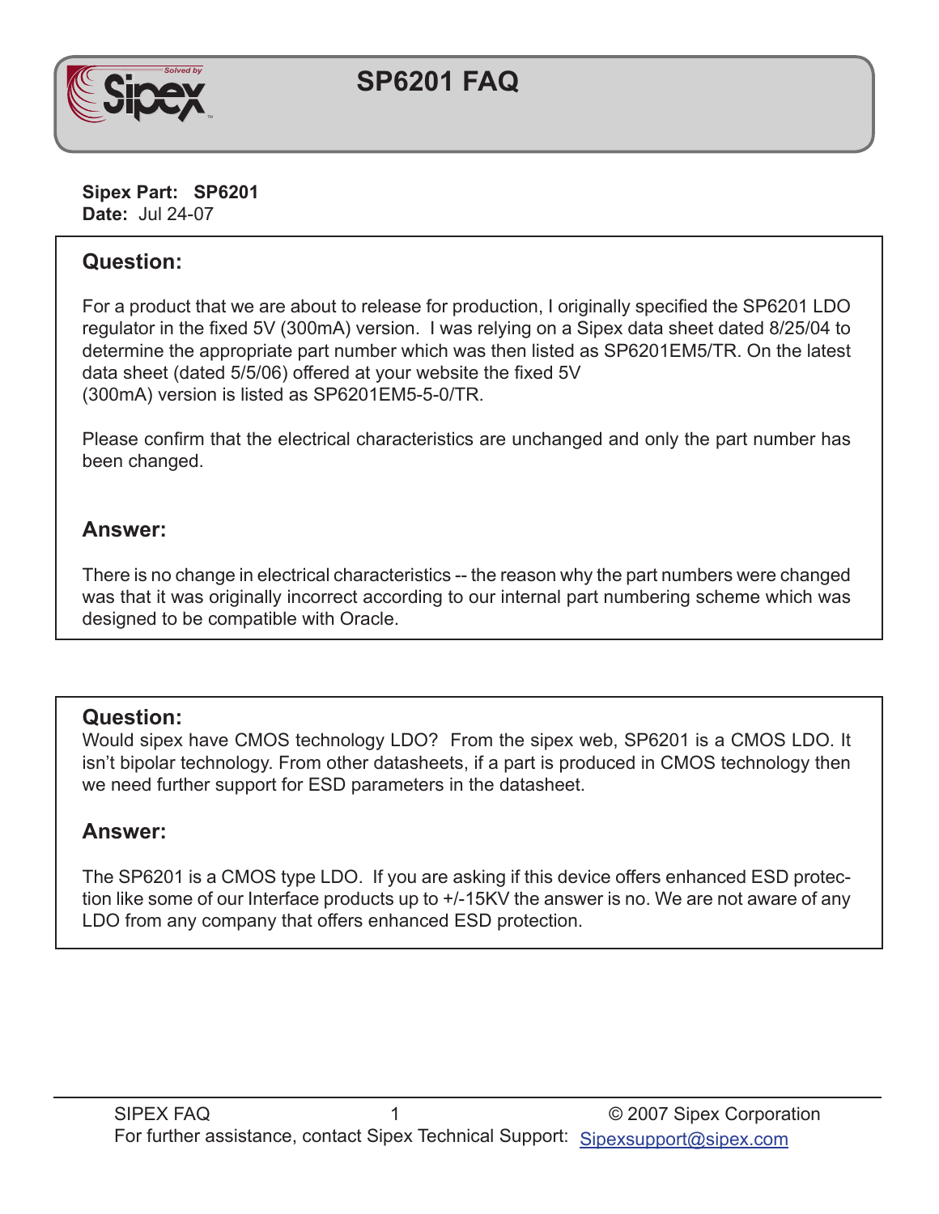# SP6201 FAQ

**Sipex Part: SP6201**
**Date:** Jul 24-07

## Question:

For a product that we are about to release for production, I originally specified the SP6201 LDO regulator in the fixed 5V (300mA) version. I was relying on a Sipex data sheet dated 8/25/04 to determine the appropriate part number which was then listed as SP6201EM5/TR. On the latest data sheet (dated 5/5/06) offered at your website the fixed 5V (300mA) version is listed as SP6201EM5-5-0/TR.

Please confirm that the electrical characteristics are unchanged and only the part number has been changed.

## Answer:

There is no change in electrical characteristics -- the reason why the part numbers were changed was that it was originally incorrect according to our internal part numbering scheme which was designed to be compatible with Oracle.

## Question:

Would sipex have CMOS technology LDO? From the sipex web, SP6201 is a CMOS LDO. It isn't bipolar technology. From other datasheets, if a part is produced in CMOS technology then we need further support for ESD parameters in the datasheet.

## Answer:

The SP6201 is a CMOS type LDO. If you are asking if this device offers enhanced ESD protection like some of our Interface products up to +/-15KV the answer is no. We are not aware of any LDO from any company that offers enhanced ESD protection.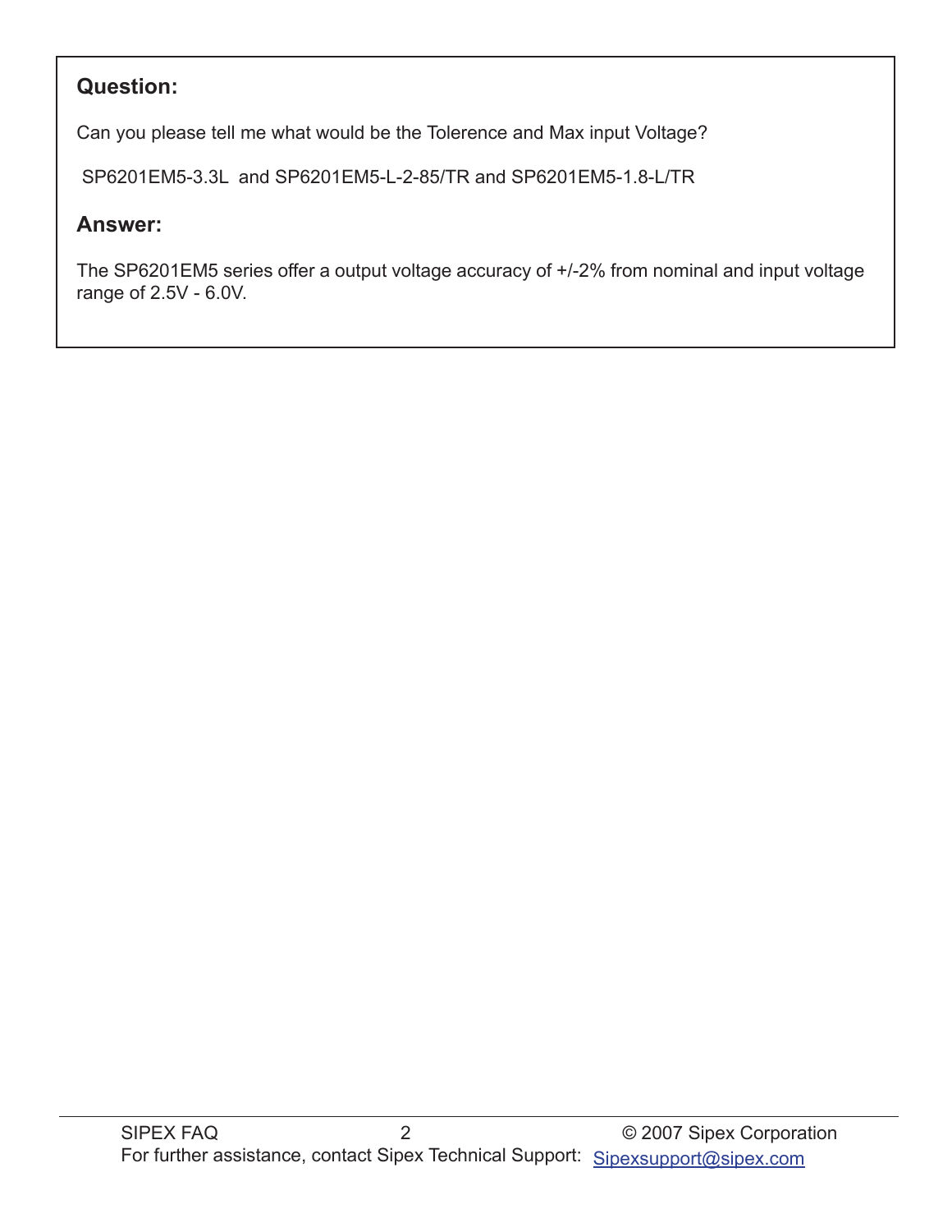**Question:**

Can you please tell me what would be the Tolerence and Max input Voltage?

SP6201EM5-3.3L and SP6201EM5-L-2-85/TR and SP6201EM5-1.8-L/TR

**Answer:**

The SP6201EM5 series offer a output voltage accuracy of +/-2% from nominal and input voltage range of 2.5V - 6.0V.